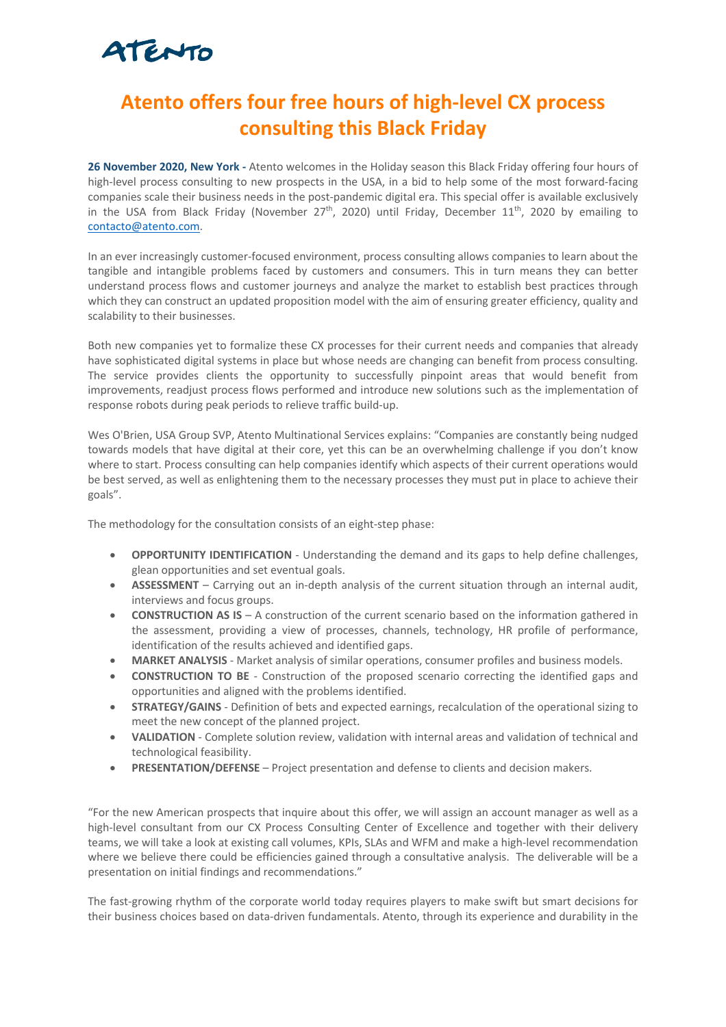ATENTO

# Atento offers four free hours of high-level CX process consulting this Black Friday

**26 November 2020, New York -** Atento welcomes in the Holiday season this Black Friday offering four hours of high-level process consulting to new prospects in the USA, in a bid to help some of the most forward-facing companies scale their business needs in the post-pandemic digital era. This special offer is available exclusively in the USA from Black Friday (November 27th, 2020) until Friday, December 11th, 2020 by emailing to contacto@atento.com.

In an ever increasingly customer-focused environment, process consulting allows companies to learn about the tangible and intangible problems faced by customers and consumers. This in turn means they can better understand process flows and customer journeys and analyze the market to establish best practices through which they can construct an updated proposition model with the aim of ensuring greater efficiency, quality and scalability to their businesses.

Both new companies yet to formalize these CX processes for their current needs and companies that already have sophisticated digital systems in place but whose needs are changing can benefit from process consulting. The service provides clients the opportunity to successfully pinpoint areas that would benefit from improvements, readjust process flows performed and introduce new solutions such as the implementation of response robots during peak periods to relieve traffic build-up.

Wes O'Brien, USA Group SVP, Atento Multinational Services explains: "Companies are constantly being nudged towards models that have digital at their core, yet this can be an overwhelming challenge if you don't know where to start. Process consulting can help companies identify which aspects of their current operations would be best served, as well as enlightening them to the necessary processes they must put in place to achieve their goals".

The methodology for the consultation consists of an eight-step phase:

- **OPPORTUNITY IDENTIFICATION** - Understanding the demand and its gaps to help define challenges, glean opportunities and set eventual goals.
- **ASSESSMENT** – Carrying out an in-depth analysis of the current situation through an internal audit, interviews and focus groups.
- **CONSTRUCTION AS IS** – A construction of the current scenario based on the information gathered in the assessment, providing a view of processes, channels, technology, HR profile of performance, identification of the results achieved and identified gaps.
- **MARKET ANALYSIS** - Market analysis of similar operations, consumer profiles and business models.
- **CONSTRUCTION TO BE** - Construction of the proposed scenario correcting the identified gaps and opportunities and aligned with the problems identified.
- **STRATEGY/GAINS** - Definition of bets and expected earnings, recalculation of the operational sizing to meet the new concept of the planned project.
- **VALIDATION** - Complete solution review, validation with internal areas and validation of technical and technological feasibility.
- **PRESENTATION/DEFENSE** – Project presentation and defense to clients and decision makers.

"For the new American prospects that inquire about this offer, we will assign an account manager as well as a high-level consultant from our CX Process Consulting Center of Excellence and together with their delivery teams, we will take a look at existing call volumes, KPIs, SLAs and WFM and make a high-level recommendation where we believe there could be efficiencies gained through a consultative analysis. The deliverable will be a presentation on initial findings and recommendations."

The fast-growing rhythm of the corporate world today requires players to make swift but smart decisions for their business choices based on data-driven fundamentals. Atento, through its experience and durability in the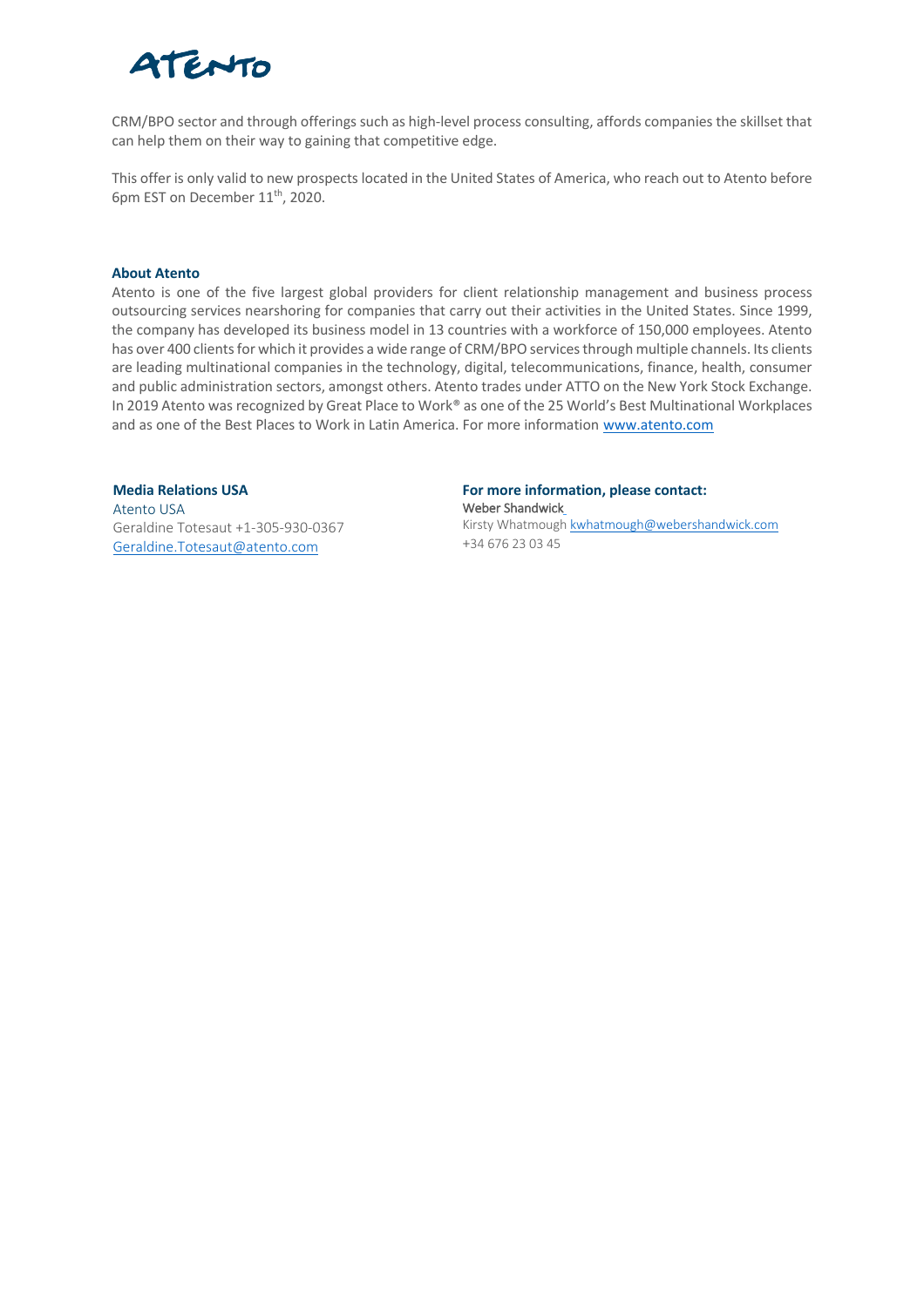CRM/BPO sector and through offerings such as high-level process consulting, affords companies the skillset that can help them on their way to gaining that competitive edge.

This offer is only valid to new prospects located in the United States of America, who reach out to Atento before 6pm EST on December 11th, 2020.

**About Atento**

Atento is one of the five largest global providers for client relationship management and business process outsourcing services nearshoring for companies that carry out their activities in the United States. Since 1999, the company has developed its business model in 13 countries with a workforce of 150,000 employees. Atento has over 400 clients for which it provides a wide range of CRM/BPO services through multiple channels. Its clients are leading multinational companies in the technology, digital, telecommunications, finance, health, consumer and public administration sectors, amongst others. Atento trades under ATTO on the New York Stock Exchange. In 2019 Atento was recognized by Great Place to Work® as one of the 25 World's Best Multinational Workplaces and as one of the Best Places to Work in Latin America. For more information www.atento.com

**Media Relations USA**
Atento USA
Geraldine Totesaut +1-305-930-0367
Geraldine.Totesaut@atento.com

**For more information, please contact:**
Weber Shandwick
Kirsty Whatmough kwhatmough@webershandwick.com
+34 676 23 03 45